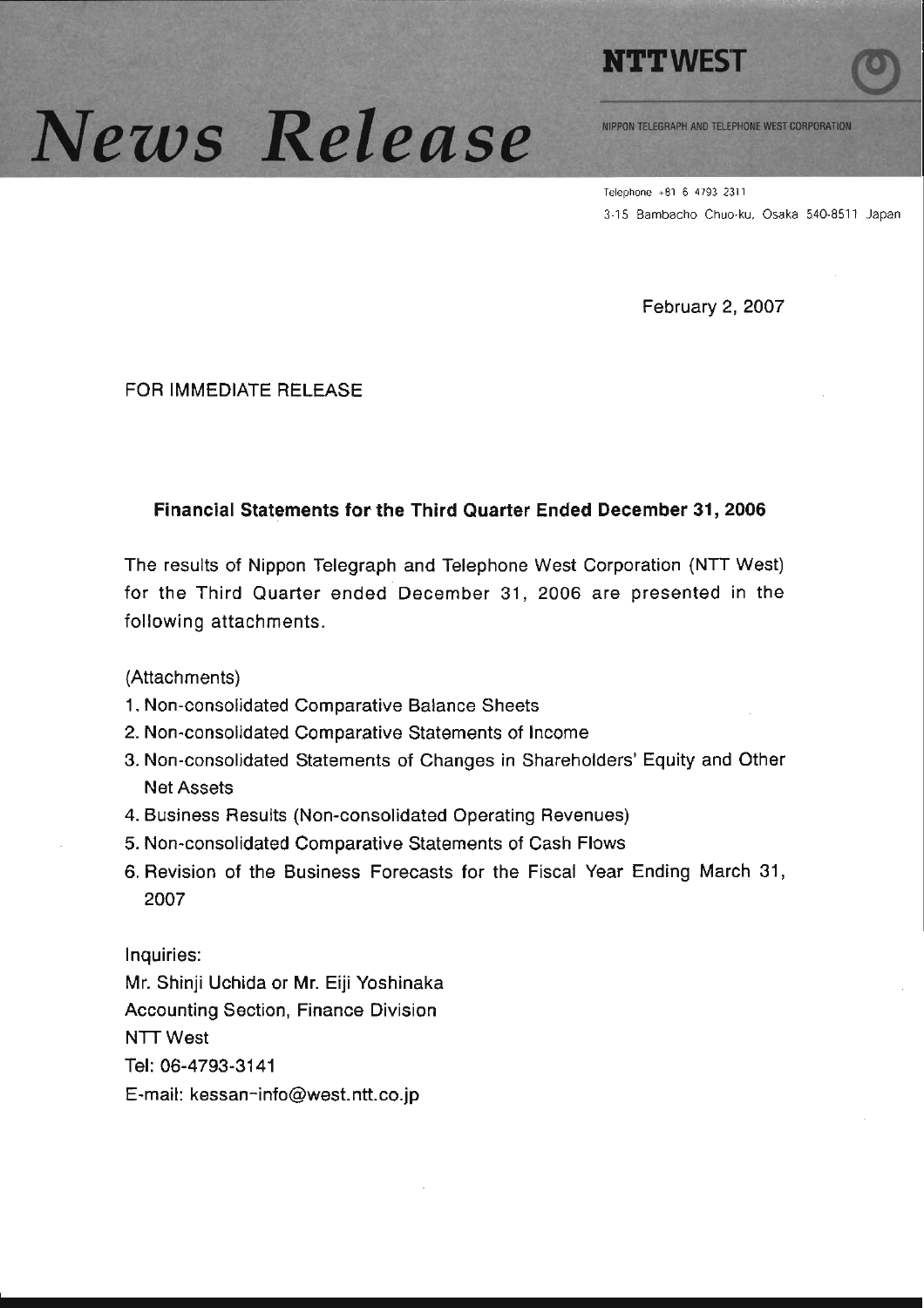# News Release

**NTT WEST**

NIPPON TELEGRAPH AND TELEPHONE WEST CORPORATION

Telephone +81 6 4793 2311
3-15 Bambacho Chuo-ku, Osaka 540-8511 Japan

February 2, 2007

FOR IMMEDIATE RELEASE

## Financial Statements for the Third Quarter Ended December 31, 2006

The results of Nippon Telegraph and Telephone West Corporation (NTT West) for the Third Quarter ended December 31, 2006 are presented in the following attachments.

(Attachments)

1. Non-consolidated Comparative Balance Sheets
2. Non-consolidated Comparative Statements of Income
3. Non-consolidated Statements of Changes in Shareholders' Equity and Other Net Assets
4. Business Results (Non-consolidated Operating Revenues)
5. Non-consolidated Comparative Statements of Cash Flows
6. Revision of the Business Forecasts for the Fiscal Year Ending March 31, 2007

Inquiries:
Mr. Shinji Uchida or Mr. Eiji Yoshinaka
Accounting Section, Finance Division
NTT West
Tel: 06-4793-3141
E-mail: kessan-info@west.ntt.co.jp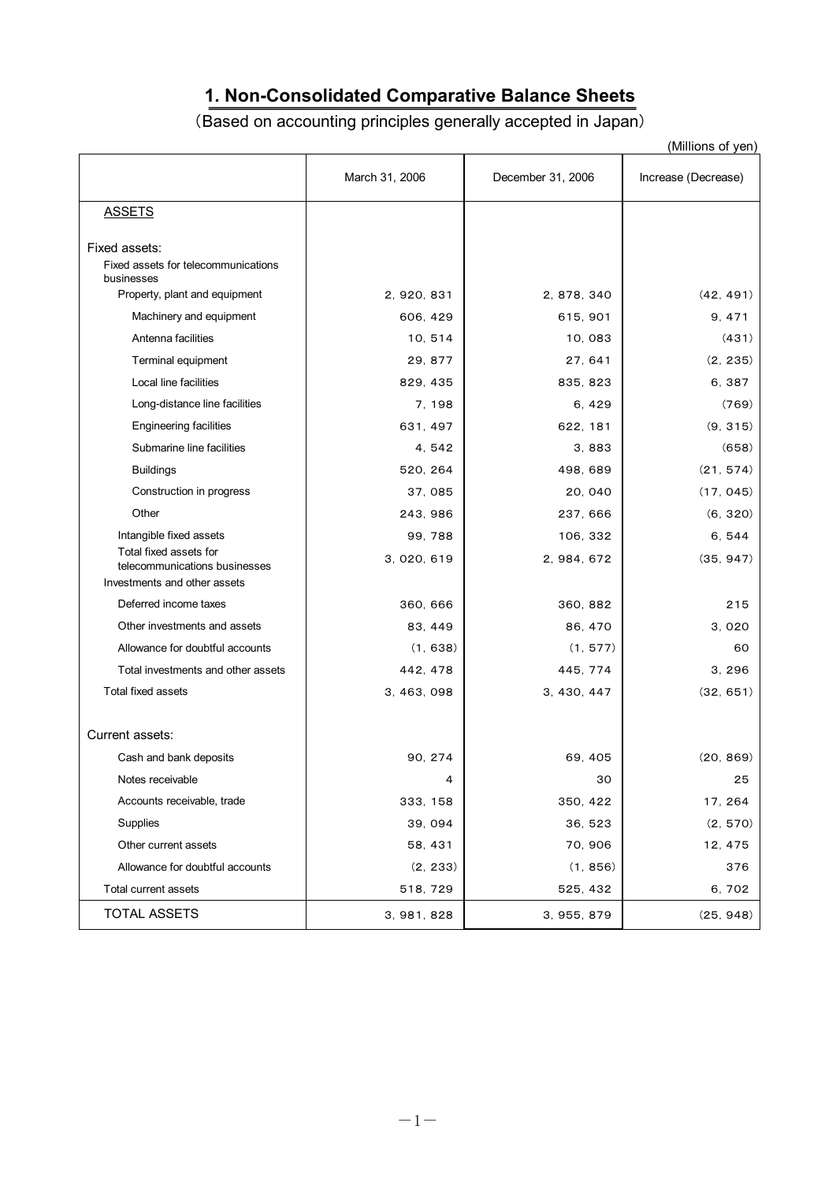# 1. Non-Consolidated Comparative Balance Sheets

(Based on accounting principles generally accepted in Japan)

(Millions of yen)

| | March 31, 2006 | December 31, 2006 | Increase (Decrease) |
|---|---|---|---|
| ASSETS | | | |
| Fixed assets: | | | |
| Fixed assets for telecommunications businesses | | | |
| Property, plant and equipment | 2, 920, 831 | 2, 878, 340 | (42, 491) |
| Machinery and equipment | 606, 429 | 615, 901 | 9, 471 |
| Antenna facilities | 10, 514 | 10, 083 | (431) |
| Terminal equipment | 29, 877 | 27, 641 | (2, 235) |
| Local line facilities | 829, 435 | 835, 823 | 6, 387 |
| Long-distance line facilities | 7, 198 | 6, 429 | (769) |
| Engineering facilities | 631, 497 | 622, 181 | (9, 315) |
| Submarine line facilities | 4, 542 | 3, 883 | (658) |
| Buildings | 520, 264 | 498, 689 | (21, 574) |
| Construction in progress | 37, 085 | 20, 040 | (17, 045) |
| Other | 243, 986 | 237, 666 | (6, 320) |
| Intangible fixed assets | 99, 788 | 106, 332 | 6, 544 |
| Total fixed assets for telecommunications businesses | 3, 020, 619 | 2, 984, 672 | (35, 947) |
| Investments and other assets | | | |
| Deferred income taxes | 360, 666 | 360, 882 | 215 |
| Other investments and assets | 83, 449 | 86, 470 | 3, 020 |
| Allowance for doubtful accounts | (1, 638) | (1, 577) | 60 |
| Total investments and other assets | 442, 478 | 445, 774 | 3, 296 |
| Total fixed assets | 3, 463, 098 | 3, 430, 447 | (32, 651) |
| Current assets: | | | |
| Cash and bank deposits | 90, 274 | 69, 405 | (20, 869) |
| Notes receivable | 4 | 30 | 25 |
| Accounts receivable, trade | 333, 158 | 350, 422 | 17, 264 |
| Supplies | 39, 094 | 36, 523 | (2, 570) |
| Other current assets | 58, 431 | 70, 906 | 12, 475 |
| Allowance for doubtful accounts | (2, 233) | (1, 856) | 376 |
| Total current assets | 518, 729 | 525, 432 | 6, 702 |
| TOTAL ASSETS | 3, 981, 828 | 3, 955, 879 | (25, 948) |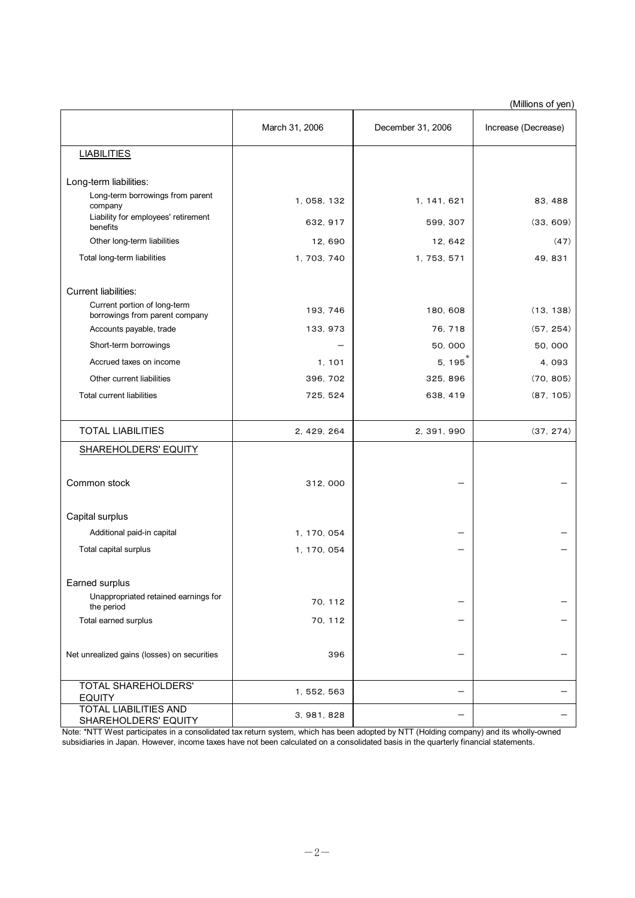(Millions of yen)

| | March 31, 2006 | December 31, 2006 | Increase (Decrease) |
|---|---|---|---|
| LIABILITIES | | | |
| Long-term liabilities: | | | |
| Long-term borrowings from parent company | 1, 058, 132 | 1, 141, 621 | 83, 488 |
| Liability for employees' retirement benefits | 632, 917 | 599, 307 | (33, 609) |
| Other long-term liabilities | 12, 690 | 12, 642 | (47) |
| Total long-term liabilities | 1, 703, 740 | 1, 753, 571 | 49, 831 |
| Current liabilities: | | | |
| Current portion of long-term borrowings from parent company | 193, 746 | 180, 608 | (13, 138) |
| Accounts payable, trade | 133, 973 | 76, 718 | (57, 254) |
| Short-term borrowings | – | 50, 000 | 50, 000 |
| Accrued taxes on income | 1, 101 | 5, 195* | 4, 093 |
| Other current liabilities | 396, 702 | 325, 896 | (70, 805) |
| Total current liabilities | 725, 524 | 638, 419 | (87, 105) |
| TOTAL LIABILITIES | 2, 429, 264 | 2, 391, 990 | (37, 274) |
| SHAREHOLDERS' EQUITY | | | |
| Common stock | 312, 000 | – | – |
| Capital surplus | | | |
| Additional paid-in capital | 1, 170, 054 | – | – |
| Total capital surplus | 1, 170, 054 | – | – |
| Earned surplus | | | |
| Unappropriated retained earnings for the period | 70, 112 | – | – |
| Total earned surplus | 70, 112 | – | – |
| Net unrealized gains (losses) on securities | 396 | – | – |
| TOTAL SHAREHOLDERS' EQUITY | 1, 552, 563 | – | – |
| TOTAL LIABILITIES AND SHAREHOLDERS' EQUITY | 3, 981, 828 | – | – |

Note: *NTT West participates in a consolidated tax return system, which has been adopted by NTT (Holding company) and its wholly-owned subsidiaries in Japan. However, income taxes have not been calculated on a consolidated basis in the quarterly financial statements.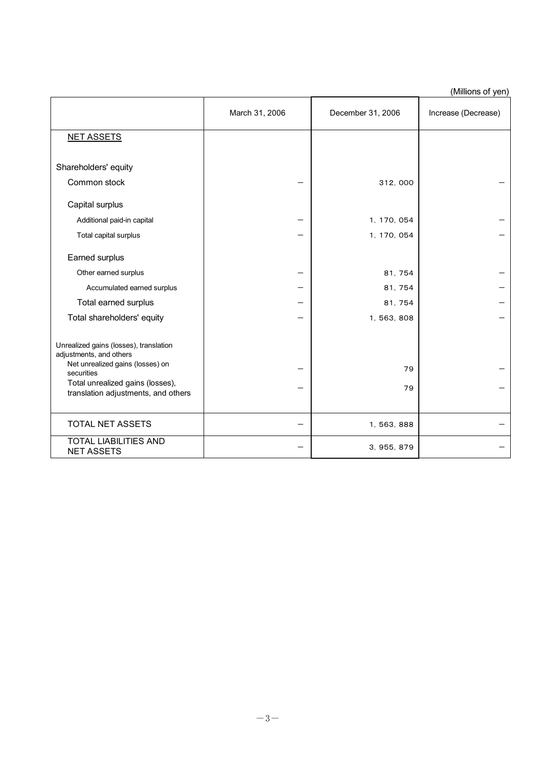(Millions of yen)

| | March 31, 2006 | December 31, 2006 | Increase (Decrease) |
|---|---|---|---|
| NET ASSETS | | | |
| Shareholders' equity | | | |
| Common stock | – | 312, 000 | – |
| Capital surplus | | | |
| Additional paid-in capital | – | 1, 170, 054 | – |
| Total capital surplus | – | 1, 170, 054 | – |
| Earned surplus | | | |
| Other earned surplus | – | 81, 754 | – |
| Accumulated earned surplus | – | 81, 754 | – |
| Total earned surplus | – | 81, 754 | – |
| Total shareholders' equity | – | 1, 563, 808 | – |
| Unrealized gains (losses), translation adjustments, and others | | | |
| Net unrealized gains (losses) on securities | – | 79 | – |
| Total unrealized gains (losses), translation adjustments, and others | – | 79 | – |
| TOTAL NET ASSETS | – | 1, 563, 888 | – |
| TOTAL LIABILITIES AND NET ASSETS | – | 3, 955, 879 | – |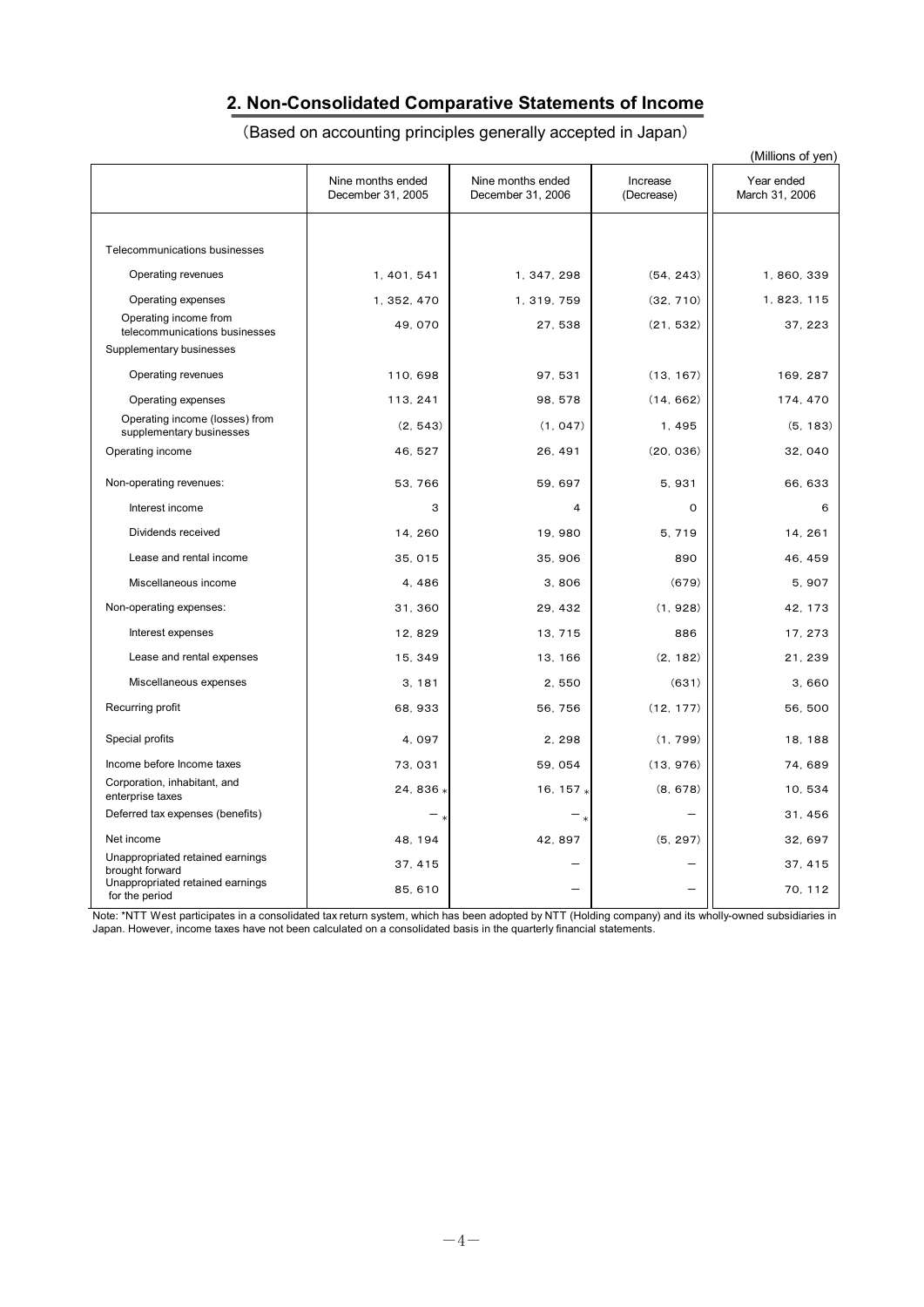## 2. Non-Consolidated Comparative Statements of Income

（Based on accounting principles generally accepted in Japan）

(Millions of yen)

| | Nine months ended December 31, 2005 | Nine months ended December 31, 2006 | Increase (Decrease) | Year ended March 31, 2006 |
|---|---|---|---|---|
| Telecommunications businesses | | | | |
| Operating revenues | 1,401,541 | 1,347,298 | (54,243) | 1,860,339 |
| Operating expenses | 1,352,470 | 1,319,759 | (32,710) | 1,823,115 |
| Operating income from telecommunications businesses | 49,070 | 27,538 | (21,532) | 37,223 |
| Supplementary businesses | | | | |
| Operating revenues | 110,698 | 97,531 | (13,167) | 169,287 |
| Operating expenses | 113,241 | 98,578 | (14,662) | 174,470 |
| Operating income (losses) from supplementary businesses | (2,543) | (1,047) | 1,495 | (5,183) |
| Operating income | 46,527 | 26,491 | (20,036) | 32,040 |
| Non-operating revenues: | 53,766 | 59,697 | 5,931 | 66,633 |
| Interest income | 3 | 4 | 0 | 6 |
| Dividends received | 14,260 | 19,980 | 5,719 | 14,261 |
| Lease and rental income | 35,015 | 35,906 | 890 | 46,459 |
| Miscellaneous income | 4,486 | 3,806 | (679) | 5,907 |
| Non-operating expenses: | 31,360 | 29,432 | (1,928) | 42,173 |
| Interest expenses | 12,829 | 13,715 | 886 | 17,273 |
| Lease and rental expenses | 15,349 | 13,166 | (2,182) | 21,239 |
| Miscellaneous expenses | 3,181 | 2,550 | (631) | 3,660 |
| Recurring profit | 68,933 | 56,756 | (12,177) | 56,500 |
| Special profits | 4,097 | 2,298 | (1,799) | 18,188 |
| Income before Income taxes | 73,031 | 59,054 | (13,976) | 74,689 |
| Corporation, inhabitant, and enterprise taxes | 24,836 * | 16,157 * | (8,678) | 10,534 |
| Deferred tax expenses (benefits) | － * | － * | － | 31,456 |
| Net income | 48,194 | 42,897 | (5,297) | 32,697 |
| Unappropriated retained earnings brought forward | 37,415 | － | － | 37,415 |
| Unappropriated retained earnings for the period | 85,610 | － | － | 70,112 |

Note: *NTT West participates in a consolidated tax return system, which has been adopted by NTT (Holding company) and its wholly-owned subsidiaries in Japan. However, income taxes have not been calculated on a consolidated basis in the quarterly financial statements.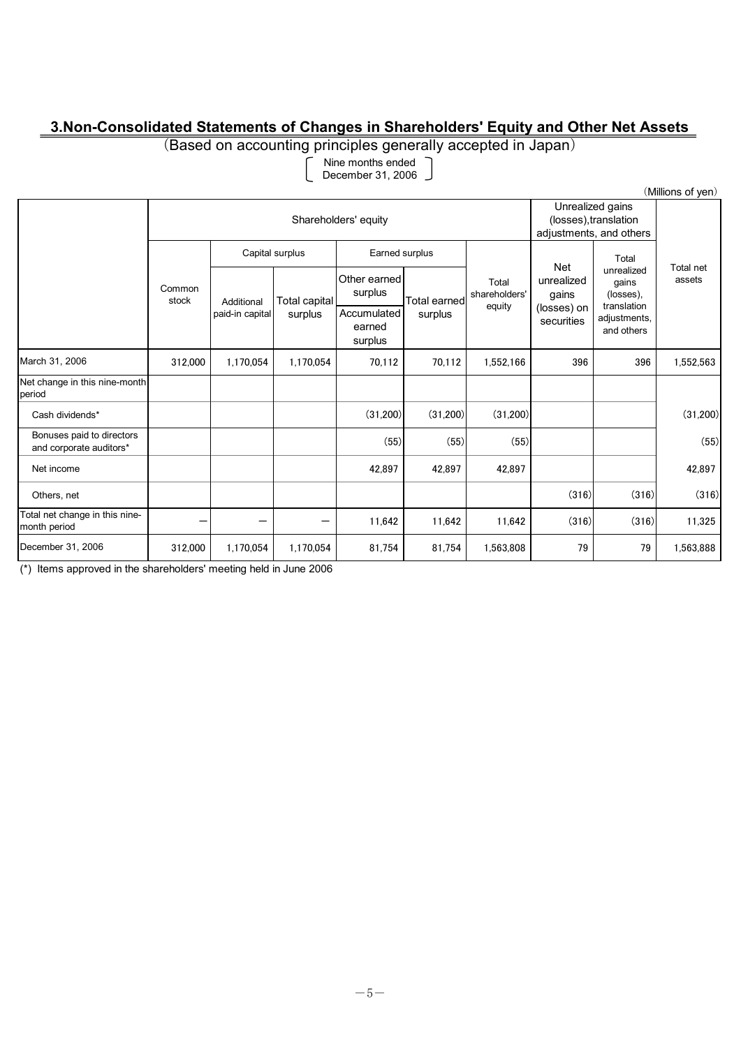## 3.Non-Consolidated Statements of Changes in Shareholders' Equity and Other Net Assets

(Based on accounting principles generally accepted in Japan)

Nine months ended December 31, 2006

(Millions of yen)

| | Shareholders' equity | | | | | | Unrealized gains (losses),translation adjustments, and others | | Total net assets |
|---|---|---|---|---|---|---|---|---|---|
| | Common stock | Capital surplus | | Earned surplus | | Total shareholders' equity | Net unrealized gains (losses) on securities | Total unrealized gains (losses), translation adjustments, and others | |
| | | Additional paid-in capital | Total capital surplus | Other earned surplus<br>Accumulated earned surplus | Total earned surplus | | | | |
| March 31, 2006 | 312,000 | 1,170,054 | 1,170,054 | 70,112 | 70,112 | 1,552,166 | 396 | 396 | 1,552,563 |
| Net change in this nine-month period | | | | | | | | | |
| Cash dividends* | | | | (31,200) | (31,200) | (31,200) | | | (31,200) |
| Bonuses paid to directors and corporate auditors* | | | | (55) | (55) | (55) | | | (55) |
| Net income | | | | 42,897 | 42,897 | 42,897 | | | 42,897 |
| Others, net | | | | | | | (316) | (316) | (316) |
| Total net change in this nine-month period | — | — | — | 11,642 | 11,642 | 11,642 | (316) | (316) | 11,325 |
| December 31, 2006 | 312,000 | 1,170,054 | 1,170,054 | 81,754 | 81,754 | 1,563,808 | 79 | 79 | 1,563,888 |

(*) Items approved in the shareholders' meeting held in June 2006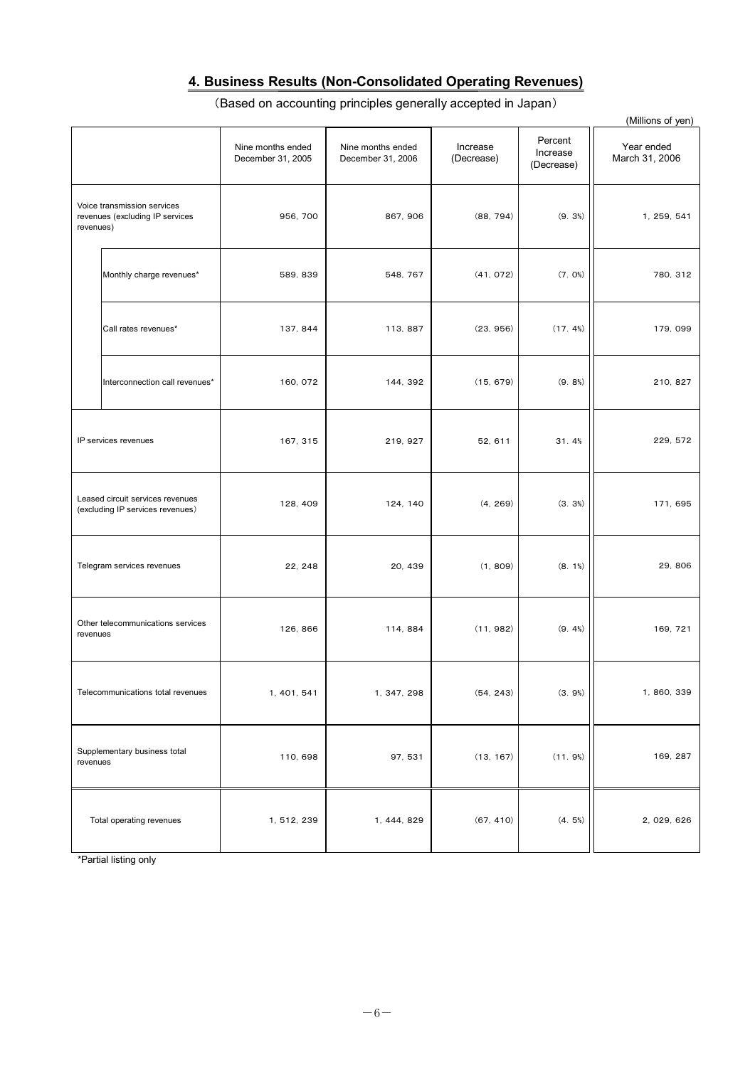## 4. Business Results (Non-Consolidated Operating Revenues)

(Based on accounting principles generally accepted in Japan)

(Millions of yen)

| | Nine months ended December 31, 2005 | Nine months ended December 31, 2006 | Increase (Decrease) | Percent Increase (Decrease) | Year ended March 31, 2006 |
|---|---|---|---|---|---|
| Voice transmission services revenues (excluding IP services revenues) | 956, 700 | 867, 906 | (88, 794) | (9. 3%) | 1, 259, 541 |
| Monthly charge revenues* | 589, 839 | 548, 767 | (41, 072) | (7. 0%) | 780, 312 |
| Call rates revenues* | 137, 844 | 113, 887 | (23, 956) | (17. 4%) | 179, 099 |
| Interconnection call revenues* | 160, 072 | 144, 392 | (15, 679) | (9. 8%) | 210, 827 |
| IP services revenues | 167, 315 | 219, 927 | 52, 611 | 31. 4% | 229, 572 |
| Leased circuit services revenues (excluding IP services revenues) | 128, 409 | 124, 140 | (4, 269) | (3. 3%) | 171, 695 |
| Telegram services revenues | 22, 248 | 20, 439 | (1, 809) | (8. 1%) | 29, 806 |
| Other telecommunications services revenues | 126, 866 | 114, 884 | (11, 982) | (9. 4%) | 169, 721 |
| Telecommunications total revenues | 1, 401, 541 | 1, 347, 298 | (54, 243) | (3. 9%) | 1, 860, 339 |
| Supplementary business total revenues | 110, 698 | 97, 531 | (13, 167) | (11. 9%) | 169, 287 |
| Total operating revenues | 1, 512, 239 | 1, 444, 829 | (67, 410) | (4. 5%) | 2, 029, 626 |

*Partial listing only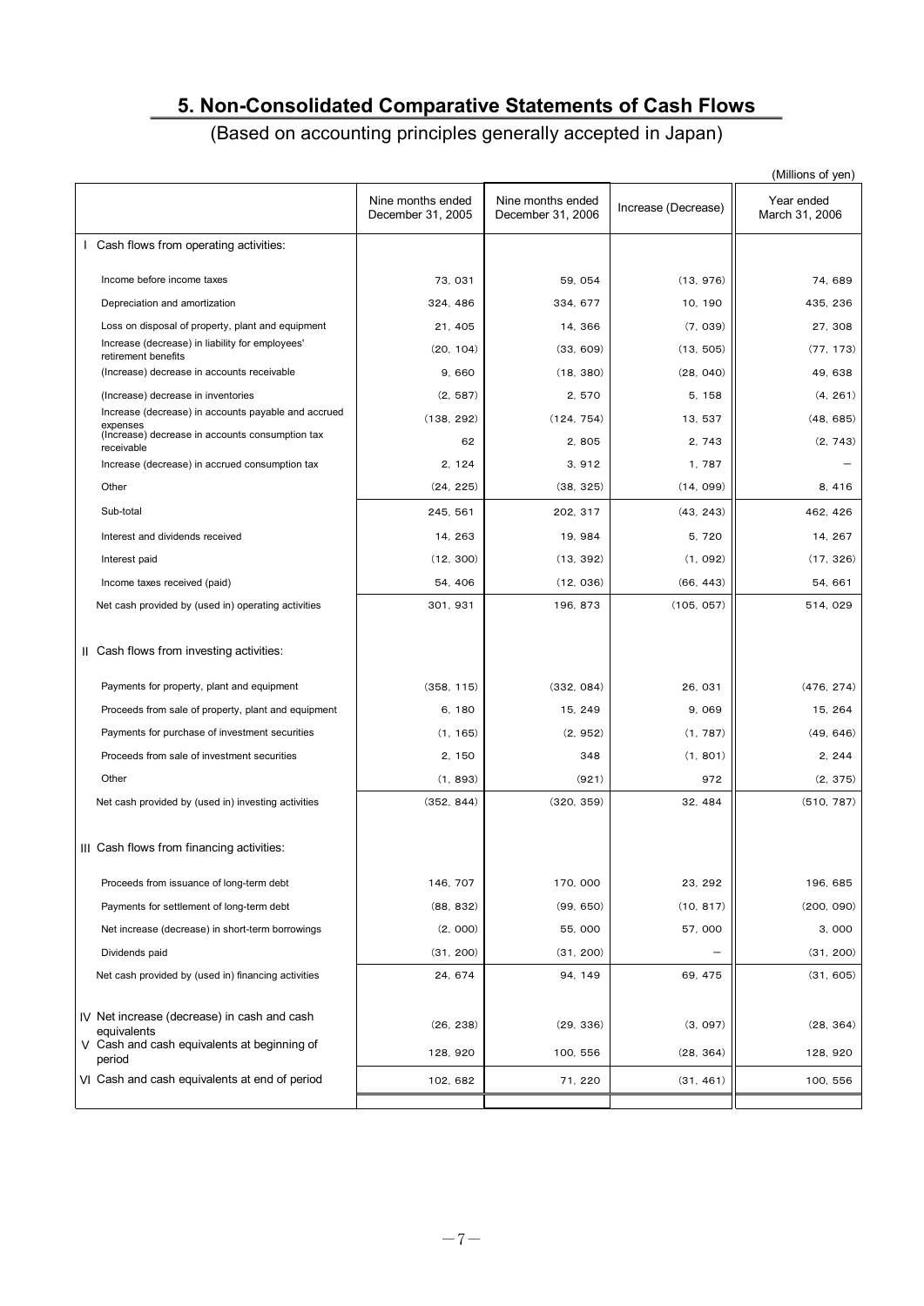## 5. Non-Consolidated Comparative Statements of Cash Flows

(Based on accounting principles generally accepted in Japan)

(Millions of yen)

| | Nine months ended December 31, 2005 | Nine months ended December 31, 2006 | Increase (Decrease) | Year ended March 31, 2006 |
|---|---|---|---|---|
| Ⅰ Cash flows from operating activities: | | | | |
| Income before income taxes | 73, 031 | 59, 054 | (13, 976) | 74, 689 |
| Depreciation and amortization | 324, 486 | 334, 677 | 10, 190 | 435, 236 |
| Loss on disposal of property, plant and equipment | 21, 405 | 14, 366 | (7, 039) | 27, 308 |
| Increase (decrease) in liability for employees' retirement benefits | (20, 104) | (33, 609) | (13, 505) | (77, 173) |
| (Increase) decrease in accounts receivable | 9, 660 | (18, 380) | (28, 040) | 49, 638 |
| (Increase) decrease in inventories | (2, 587) | 2, 570 | 5, 158 | (4, 261) |
| Increase (decrease) in accounts payable and accrued expenses | (138, 292) | (124, 754) | 13, 537 | (48, 685) |
| (Increase) decrease in accounts consumption tax receivable | 62 | 2, 805 | 2, 743 | (2, 743) |
| Increase (decrease) in accrued consumption tax | 2, 124 | 3, 912 | 1, 787 | – |
| Other | (24, 225) | (38, 325) | (14, 099) | 8, 416 |
| Sub-total | 245, 561 | 202, 317 | (43, 243) | 462, 426 |
| Interest and dividends received | 14, 263 | 19, 984 | 5, 720 | 14, 267 |
| Interest paid | (12, 300) | (13, 392) | (1, 092) | (17, 326) |
| Income taxes received (paid) | 54, 406 | (12, 036) | (66, 443) | 54, 661 |
| Net cash provided by (used in) operating activities | 301, 931 | 196, 873 | (105, 057) | 514, 029 |
| Ⅱ Cash flows from investing activities: | | | | |
| Payments for property, plant and equipment | (358, 115) | (332, 084) | 26, 031 | (476, 274) |
| Proceeds from sale of property, plant and equipment | 6, 180 | 15, 249 | 9, 069 | 15, 264 |
| Payments for purchase of investment securities | (1, 165) | (2, 952) | (1, 787) | (49, 646) |
| Proceeds from sale of investment securities | 2, 150 | 348 | (1, 801) | 2, 244 |
| Other | (1, 893) | (921) | 972 | (2, 375) |
| Net cash provided by (used in) investing activities | (352, 844) | (320, 359) | 32, 484 | (510, 787) |
| Ⅲ Cash flows from financing activities: | | | | |
| Proceeds from issuance of long-term debt | 146, 707 | 170, 000 | 23, 292 | 196, 685 |
| Payments for settlement of long-term debt | (88, 832) | (99, 650) | (10, 817) | (200, 090) |
| Net increase (decrease) in short-term borrowings | (2, 000) | 55, 000 | 57, 000 | 3, 000 |
| Dividends paid | (31, 200) | (31, 200) | – | (31, 200) |
| Net cash provided by (used in) financing activities | 24, 674 | 94, 149 | 69, 475 | (31, 605) |
| Ⅳ Net increase (decrease) in cash and cash equivalents | (26, 238) | (29, 336) | (3, 097) | (28, 364) |
| Ⅴ Cash and cash equivalents at beginning of period | 128, 920 | 100, 556 | (28, 364) | 128, 920 |
| Ⅵ Cash and cash equivalents at end of period | 102, 682 | 71, 220 | (31, 461) | 100, 556 |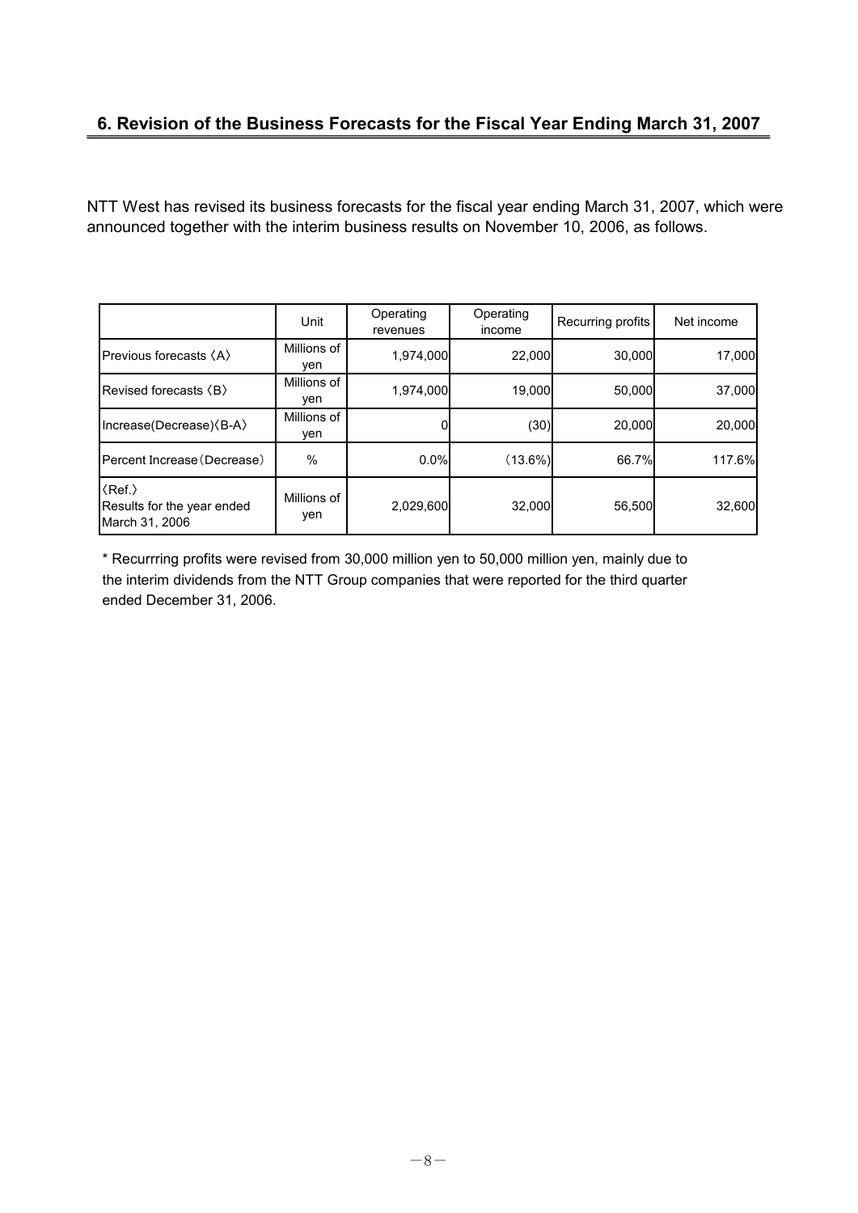## 6. Revision of the Business Forecasts for the Fiscal Year Ending March 31, 2007

NTT West has revised its business forecasts for the fiscal year ending March 31, 2007, which were announced together with the interim business results on November 10, 2006, as follows.

| | Unit | Operating revenues | Operating income | Recurring profits | Net income |
|---|---|---|---|---|---|
| Previous forecasts 〈A〉 | Millions of yen | 1,974,000 | 22,000 | 30,000 | 17,000 |
| Revised forecasts 〈B〉 | Millions of yen | 1,974,000 | 19,000 | 50,000 | 37,000 |
| Increase(Decrease)〈B-A〉 | Millions of yen | 0 | (30) | 20,000 | 20,000 |
| Percent Increase（Decrease） | % | 0.0% | （13.6%） | 66.7% | 117.6% |
| 〈Ref.〉 Results for the year ended March 31, 2006 | Millions of yen | 2,029,600 | 32,000 | 56,500 | 32,600 |

* Recurrring profits were revised from 30,000 million yen to 50,000 million yen, mainly due to the interim dividends from the NTT Group companies that were reported for the third quarter ended December 31, 2006.